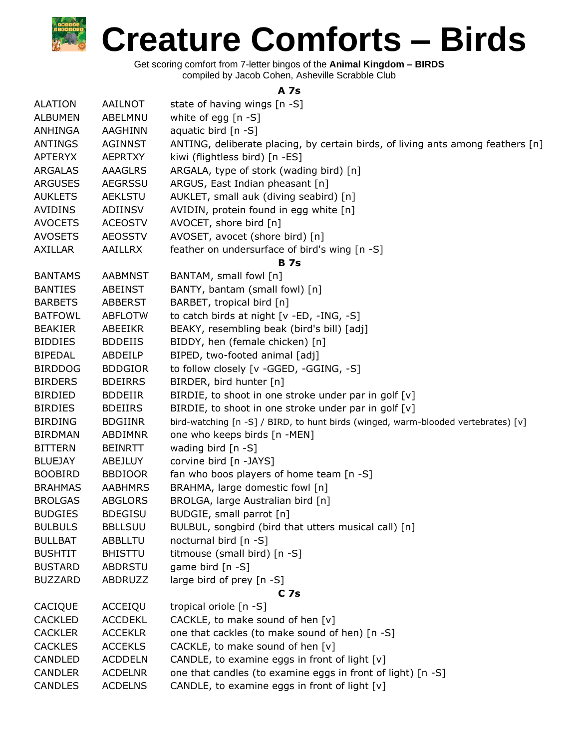# Creature Comforts – Birds

Get scoring comfort from 7-letter bingos of the **Animal Kingdom – BIRDS**
compiled by Jacob Cohen, Asheville Scrabble Club

### A 7s

| | | |
|---|---|---|
| ALATION | AAILNOT | state of having wings [n -S] |
| ALBUMEN | ABELMNU | white of egg [n -S] |
| ANHINGA | AAGHINN | aquatic bird [n -S] |
| ANTINGS | AGINNST | ANTING, deliberate placing, by certain birds, of living ants among feathers [n] |
| APTERYX | AEPRTXY | kiwi (flightless bird) [n -ES] |
| ARGALAS | AAAGLRS | ARGALA, type of stork (wading bird) [n] |
| ARGUSES | AEGRSSU | ARGUS, East Indian pheasant [n] |
| AUKLETS | AEKLSTU | AUKLET, small auk (diving seabird) [n] |
| AVIDINS | ADIINSV | AVIDIN, protein found in egg white [n] |
| AVOCETS | ACEOSTV | AVOCET, shore bird [n] |
| AVOSETS | AEOSSTV | AVOSET, avocet (shore bird) [n] |
| AXILLAR | AAILLRX | feather on undersurface of bird's wing [n -S] |

### B 7s

| | | |
|---|---|---|
| BANTAMS | AABMNST | BANTAM, small fowl [n] |
| BANTIES | ABEINST | BANTY, bantam (small fowl) [n] |
| BARBETS | ABBERST | BARBET, tropical bird [n] |
| BATFOWL | ABFLOTW | to catch birds at night [v -ED, -ING, -S] |
| BEAKIER | ABEEIKR | BEAKY, resembling beak (bird's bill) [adj] |
| BIDDIES | BDDEIIS | BIDDY, hen (female chicken) [n] |
| BIPEDAL | ABDEILP | BIPED, two-footed animal [adj] |
| BIRDDOG | BDDGIOR | to follow closely [v -GGED, -GGING, -S] |
| BIRDERS | BDEIRRS | BIRDER, bird hunter [n] |
| BIRDIED | BDDEIIR | BIRDIE, to shoot in one stroke under par in golf [v] |
| BIRDIES | BDEIIRS | BIRDIE, to shoot in one stroke under par in golf [v] |
| BIRDING | BDGIINR | bird-watching [n -S] / BIRD, to hunt birds (winged, warm-blooded vertebrates) [v] |
| BIRDMAN | ABDIMNR | one who keeps birds [n -MEN] |
| BITTERN | BEINRTT | wading bird [n -S] |
| BLUEJAY | ABEJLUY | corvine bird [n -JAYS] |
| BOOBIRD | BBDIOOR | fan who boos players of home team [n -S] |
| BRAHMAS | AABHMRS | BRAHMA, large domestic fowl [n] |
| BROLGAS | ABGLORS | BROLGA, large Australian bird [n] |
| BUDGIES | BDEGISU | BUDGIE, small parrot [n] |
| BULBULS | BBLLSUU | BULBUL, songbird (bird that utters musical call) [n] |
| BULLBAT | ABBLLTU | nocturnal bird [n -S] |
| BUSHTIT | BHISTTU | titmouse (small bird) [n -S] |
| BUSTARD | ABDRSTU | game bird [n -S] |
| BUZZARD | ABDRUZZ | large bird of prey [n -S] |

### C 7s

| | | |
|---|---|---|
| CACIQUE | ACCEIQU | tropical oriole [n -S] |
| CACKLED | ACCDEKL | CACKLE, to make sound of hen [v] |
| CACKLER | ACCEKLR | one that cackles (to make sound of hen) [n -S] |
| CACKLES | ACCEKLS | CACKLE, to make sound of hen [v] |
| CANDLED | ACDDELN | CANDLE, to examine eggs in front of light [v] |
| CANDLER | ACDELNR | one that candles (to examine eggs in front of light) [n -S] |
| CANDLES | ACDELNS | CANDLE, to examine eggs in front of light [v] |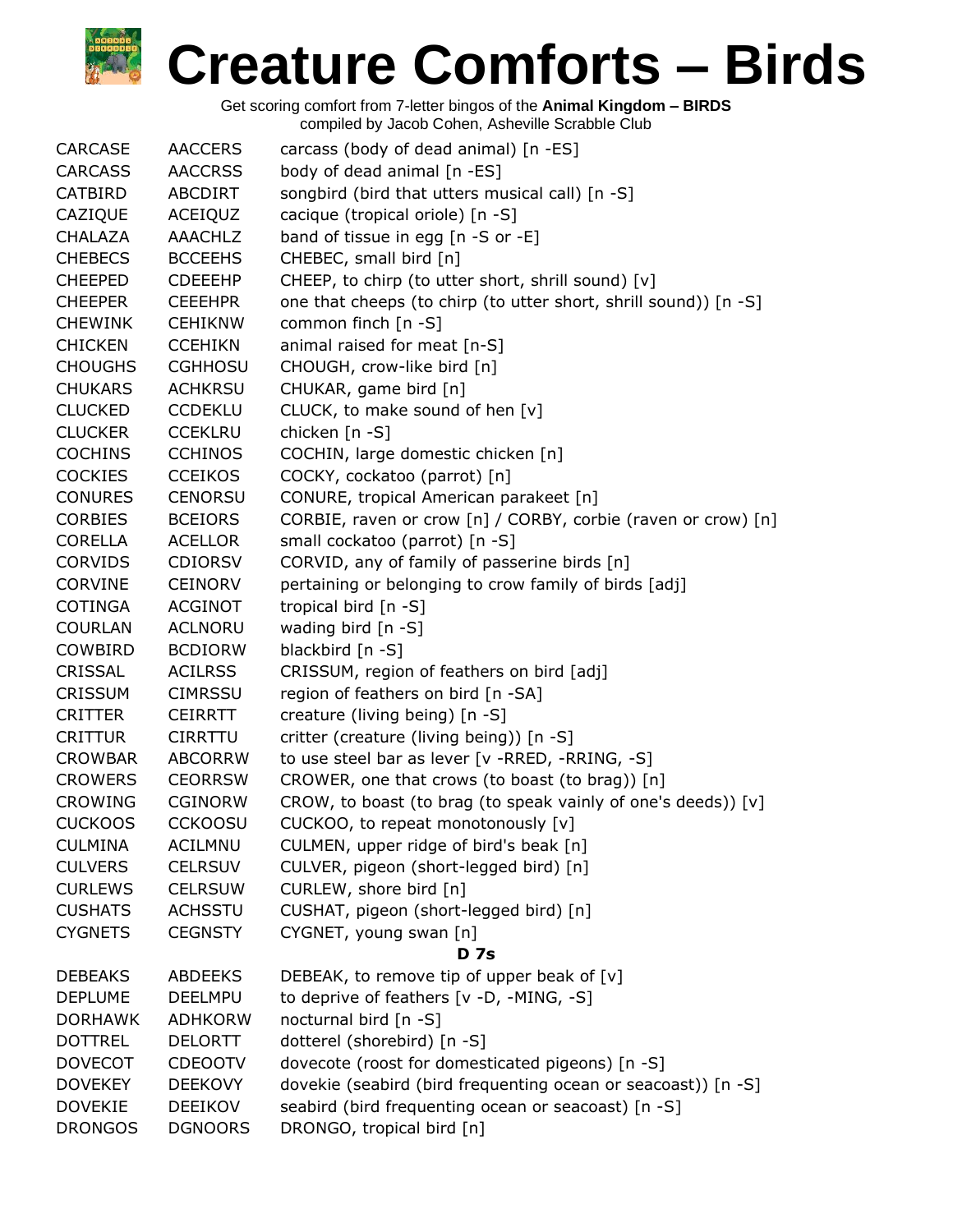# Creature Comforts – Birds

Get scoring comfort from 7-letter bingos of the **Animal Kingdom – BIRDS**
compiled by Jacob Cohen, Asheville Scrabble Club

| | | |
|---|---|---|
| CARCASE | AACCERS | carcass (body of dead animal) [n -ES] |
| CARCASS | AACCRSS | body of dead animal [n -ES] |
| CATBIRD | ABCDIRT | songbird (bird that utters musical call) [n -S] |
| CAZIQUE | ACEIQUZ | cacique (tropical oriole) [n -S] |
| CHALAZA | AAACHLZ | band of tissue in egg [n -S or -E] |
| CHEBECS | BCCEEHS | CHEBEC, small bird [n] |
| CHEEPED | CDEEEHP | CHEEP, to chirp (to utter short, shrill sound) [v] |
| CHEEPER | CEEEHPR | one that cheeps (to chirp (to utter short, shrill sound)) [n -S] |
| CHEWINK | CEHIKNW | common finch [n -S] |
| CHICKEN | CCEHIKN | animal raised for meat [n-S] |
| CHOUGHS | CGHHOSU | CHOUGH, crow-like bird [n] |
| CHUKARS | ACHKRSU | CHUKAR, game bird [n] |
| CLUCKED | CCDEKLU | CLUCK, to make sound of hen [v] |
| CLUCKER | CCEKLRU | chicken [n -S] |
| COCHINS | CCHINOS | COCHIN, large domestic chicken [n] |
| COCKIES | CCEIKOS | COCKY, cockatoo (parrot) [n] |
| CONURES | CENORSU | CONURE, tropical American parakeet [n] |
| CORBIES | BCEIORS | CORBIE, raven or crow [n] / CORBY, corbie (raven or crow) [n] |
| CORELLA | ACELLOR | small cockatoo (parrot) [n -S] |
| CORVIDS | CDIORSV | CORVID, any of family of passerine birds [n] |
| CORVINE | CEINORV | pertaining or belonging to crow family of birds [adj] |
| COTINGA | ACGINOT | tropical bird [n -S] |
| COURLAN | ACLNORU | wading bird [n -S] |
| COWBIRD | BCDIORW | blackbird [n -S] |
| CRISSAL | ACILRSS | CRISSUM, region of feathers on bird [adj] |
| CRISSUM | CIMRSSU | region of feathers on bird [n -SA] |
| CRITTER | CEIRRTT | creature (living being) [n -S] |
| CRITTUR | CIRRTTU | critter (creature (living being)) [n -S] |
| CROWBAR | ABCORRW | to use steel bar as lever [v -RRED, -RRING, -S] |
| CROWERS | CEORRSW | CROWER, one that crows (to boast (to brag)) [n] |
| CROWING | CGINORW | CROW, to boast (to brag (to speak vainly of one's deeds)) [v] |
| CUCKOOS | CCKOOSU | CUCKOO, to repeat monotonously [v] |
| CULMINA | ACILMNU | CULMEN, upper ridge of bird's beak [n] |
| CULVERS | CELRSUV | CULVER, pigeon (short-legged bird) [n] |
| CURLEWS | CELRSUW | CURLEW, shore bird [n] |
| CUSHATS | ACHSSTU | CUSHAT, pigeon (short-legged bird) [n] |
| CYGNETS | CEGNSTY | CYGNET, young swan [n] |
| | | **D 7s** |
| DEBEAKS | ABDEEKS | DEBEAK, to remove tip of upper beak of [v] |
| DEPLUME | DEELMPU | to deprive of feathers [v -D, -MING, -S] |
| DORHAWK | ADHKORW | nocturnal bird [n -S] |
| DOTTREL | DELORTT | dotterel (shorebird) [n -S] |
| DOVECOT | CDEOOTV | dovecote (roost for domesticated pigeons) [n -S] |
| DOVEKEY | DEEKOVY | dovekie (seabird (bird frequenting ocean or seacoast)) [n -S] |
| DOVEKIE | DEEIKOV | seabird (bird frequenting ocean or seacoast) [n -S] |
| DRONGOS | DGNOORS | DRONGO, tropical bird [n] |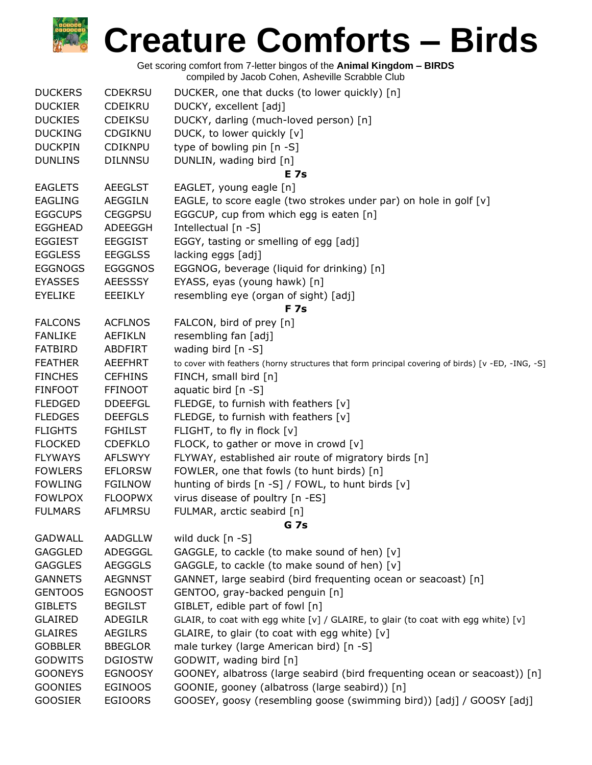# Creature Comforts – Birds

Get scoring comfort from 7-letter bingos of the **Animal Kingdom – BIRDS**
compiled by Jacob Cohen, Asheville Scrabble Club

| | | |
|---|---|---|
| DUCKERS | CDEKRSU | DUCKER, one that ducks (to lower quickly) [n] |
| DUCKIER | CDEIKRU | DUCKY, excellent [adj] |
| DUCKIES | CDEIKSU | DUCKY, darling (much-loved person) [n] |
| DUCKING | CDGIKNU | DUCK, to lower quickly [v] |
| DUCKPIN | CDIKNPU | type of bowling pin [n -S] |
| DUNLINS | DILNNSU | DUNLIN, wading bird [n] |
| | | **E 7s** |
| EAGLETS | AEEGLST | EAGLET, young eagle [n] |
| EAGLING | AEGGILN | EAGLE, to score eagle (two strokes under par) on hole in golf [v] |
| EGGCUPS | CEGGPSU | EGGCUP, cup from which egg is eaten [n] |
| EGGHEAD | ADEEGGH | Intellectual [n -S] |
| EGGIEST | EEGGIST | EGGY, tasting or smelling of egg [adj] |
| EGGLESS | EEGGLSS | lacking eggs [adj] |
| EGGNOGS | EGGGNOS | EGGNOG, beverage (liquid for drinking) [n] |
| EYASSES | AEESSSY | EYASS, eyas (young hawk) [n] |
| EYELIKE | EEEIKLY | resembling eye (organ of sight) [adj] |
| | | **F 7s** |
| FALCONS | ACFLNOS | FALCON, bird of prey [n] |
| FANLIKE | AEFIKLN | resembling fan [adj] |
| FATBIRD | ABDFIRT | wading bird [n -S] |
| FEATHER | AEEFHRT | to cover with feathers (horny structures that form principal covering of birds) [v -ED, -ING, -S] |
| FINCHES | CEFHINS | FINCH, small bird [n] |
| FINFOOT | FFINOOT | aquatic bird [n -S] |
| FLEDGED | DDEEFGL | FLEDGE, to furnish with feathers [v] |
| FLEDGES | DEEFGLS | FLEDGE, to furnish with feathers [v] |
| FLIGHTS | FGHILST | FLIGHT, to fly in flock [v] |
| FLOCKED | CDEFKLO | FLOCK, to gather or move in crowd [v] |
| FLYWAYS | AFLSWYY | FLYWAY, established air route of migratory birds [n] |
| FOWLERS | EFLORSW | FOWLER, one that fowls (to hunt birds) [n] |
| FOWLING | FGILNOW | hunting of birds [n -S] / FOWL, to hunt birds [v] |
| FOWLPOX | FLOOPWX | virus disease of poultry [n -ES] |
| FULMARS | AFLMRSU | FULMAR, arctic seabird [n] |
| | | **G 7s** |
| GADWALL | AADGLLW | wild duck [n -S] |
| GAGGLED | ADEGGGL | GAGGLE, to cackle (to make sound of hen) [v] |
| GAGGLES | AEGGGLS | GAGGLE, to cackle (to make sound of hen) [v] |
| GANNETS | AEGNNST | GANNET, large seabird (bird frequenting ocean or seacoast) [n] |
| GENTOOS | EGNOOST | GENTOO, gray-backed penguin [n] |
| GIBLETS | BEGILST | GIBLET, edible part of fowl [n] |
| GLAIRED | ADEGILR | GLAIR, to coat with egg white [v] / GLAIRE, to glair (to coat with egg white) [v] |
| GLAIRES | AEGILRS | GLAIRE, to glair (to coat with egg white) [v] |
| GOBBLER | BBEGLOR | male turkey (large American bird) [n -S] |
| GODWITS | DGIOSTW | GODWIT, wading bird [n] |
| GOONEYS | EGNOOSY | GOONEY, albatross (large seabird (bird frequenting ocean or seacoast)) [n] |
| GOONIES | EGINOOS | GOONIE, gooney (albatross (large seabird)) [n] |
| GOOSIER | EGIOORS | GOOSEY, goosy (resembling goose (swimming bird)) [adj] / GOOSY [adj] |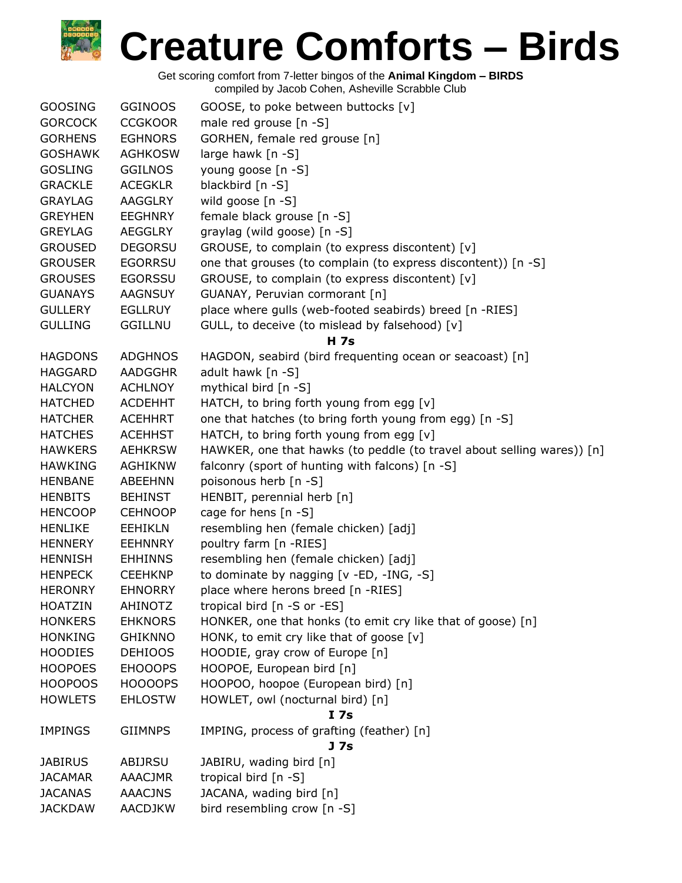# Creature Comforts – Birds

Get scoring comfort from 7-letter bingos of the **Animal Kingdom – BIRDS**
compiled by Jacob Cohen, Asheville Scrabble Club

| | | |
|---|---|---|
| GOOSING | GGINOOS | GOOSE, to poke between buttocks [v] |
| GORCOCK | CCGKOOR | male red grouse [n -S] |
| GORHENS | EGHNORS | GORHEN, female red grouse [n] |
| GOSHAWK | AGHKOSW | large hawk [n -S] |
| GOSLING | GGILNOS | young goose [n -S] |
| GRACKLE | ACEGKLR | blackbird [n -S] |
| GRAYLAG | AAGGLRY | wild goose [n -S] |
| GREYHEN | EEGHNRY | female black grouse [n -S] |
| GREYLAG | AEGGLRY | graylag (wild goose) [n -S] |
| GROUSED | DEGORSU | GROUSE, to complain (to express discontent) [v] |
| GROUSER | EGORRSU | one that grouses (to complain (to express discontent)) [n -S] |
| GROUSES | EGORSSU | GROUSE, to complain (to express discontent) [v] |
| GUANAYS | AAGNSUY | GUANAY, Peruvian cormorant [n] |
| GULLERY | EGLLRUY | place where gulls (web-footed seabirds) breed [n -RIES] |
| GULLING | GGILLNU | GULL, to deceive (to mislead by falsehood) [v] |
| | **H 7s** | |
| HAGDONS | ADGHNOS | HAGDON, seabird (bird frequenting ocean or seacoast) [n] |
| HAGGARD | AADGGHR | adult hawk [n -S] |
| HALCYON | ACHLNOY | mythical bird [n -S] |
| HATCHED | ACDEHHT | HATCH, to bring forth young from egg [v] |
| HATCHER | ACEHHRT | one that hatches (to bring forth young from egg) [n -S] |
| HATCHES | ACEHHST | HATCH, to bring forth young from egg [v] |
| HAWKERS | AEHKRSW | HAWKER, one that hawks (to peddle (to travel about selling wares)) [n] |
| HAWKING | AGHIKNW | falconry (sport of hunting with falcons) [n -S] |
| HENBANE | ABEEHNN | poisonous herb [n -S] |
| HENBITS | BEHINST | HENBIT, perennial herb [n] |
| HENCOOP | CEHNOOP | cage for hens [n -S] |
| HENLIKE | EEHIKLN | resembling hen (female chicken) [adj] |
| HENNERY | EEHNNRY | poultry farm [n -RIES] |
| HENNISH | EHHINNS | resembling hen (female chicken) [adj] |
| HENPECK | CEEHKNP | to dominate by nagging [v -ED, -ING, -S] |
| HERONRY | EHNORRY | place where herons breed [n -RIES] |
| HOATZIN | AHINOTZ | tropical bird [n -S or -ES] |
| HONKERS | EHKNORS | HONKER, one that honks (to emit cry like that of goose) [n] |
| HONKING | GHIKNNO | HONK, to emit cry like that of goose [v] |
| HOODIES | DEHIOOS | HOODIE, gray crow of Europe [n] |
| HOOPOES | EHOOOPS | HOOPOE, European bird [n] |
| HOOPOOS | HOOOOPS | HOOPOO, hoopoe (European bird) [n] |
| HOWLETS | EHLOSTW | HOWLET, owl (nocturnal bird) [n] |
| | **I 7s** | |
| IMPINGS | GIIMNPS | IMPING, process of grafting (feather) [n] |
| | **J 7s** | |
| JABIRUS | ABIJRSU | JABIRU, wading bird [n] |
| JACAMAR | AAACJMR | tropical bird [n -S] |
| JACANAS | AAACJNS | JACANA, wading bird [n] |
| JACKDAW | AACDJKW | bird resembling crow [n -S] |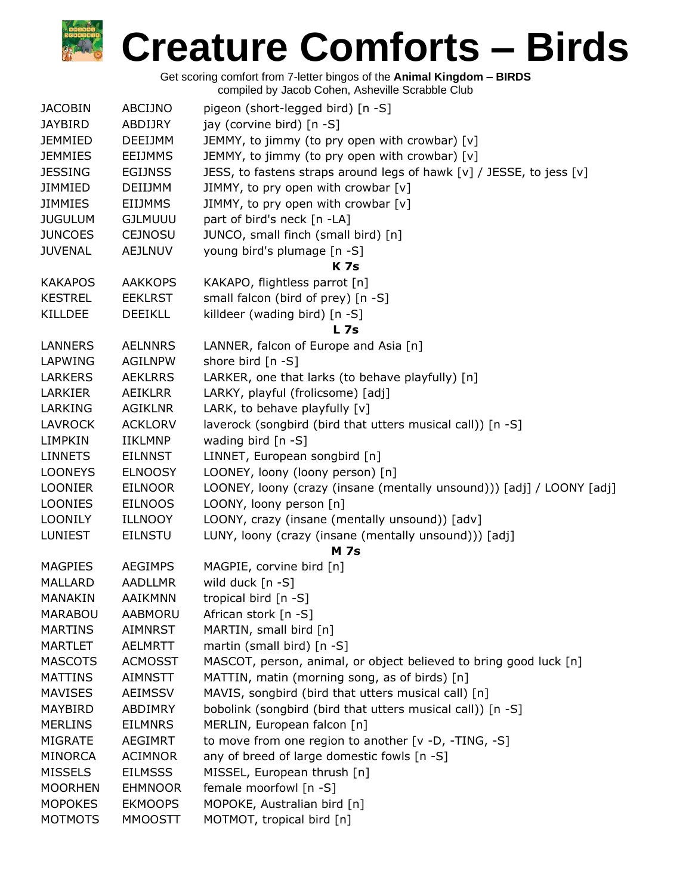# Creature Comforts – Birds

Get scoring comfort from 7-letter bingos of the **Animal Kingdom – BIRDS**
compiled by Jacob Cohen, Asheville Scrabble Club

| | | |
|---|---|---|
| JACOBIN | ABCIJNO | pigeon (short-legged bird) [n -S] |
| JAYBIRD | ABDIJRY | jay (corvine bird) [n -S] |
| JEMMIED | DEEIJMM | JEMMY, to jimmy (to pry open with crowbar) [v] |
| JEMMIES | EEIJMMS | JEMMY, to jimmy (to pry open with crowbar) [v] |
| JESSING | EGIJNSS | JESS, to fastens straps around legs of hawk [v] / JESSE, to jess [v] |
| JIMMIED | DEIIJMM | JIMMY, to pry open with crowbar [v] |
| JIMMIES | EIIJMMS | JIMMY, to pry open with crowbar [v] |
| JUGULUM | GJLMUUU | part of bird's neck [n -LA] |
| JUNCOES | CEJNOSU | JUNCO, small finch (small bird) [n] |
| JUVENAL | AEJLNUV | young bird's plumage [n -S] |
| | | **K 7s** |
| KAKAPOS | AAKKOPS | KAKAPO, flightless parrot [n] |
| KESTREL | EEKLRST | small falcon (bird of prey) [n -S] |
| KILLDEE | DEEIKLL | killdeer (wading bird) [n -S] |
| | | **L 7s** |
| LANNERS | AELNNRS | LANNER, falcon of Europe and Asia [n] |
| LAPWING | AGILNPW | shore bird [n -S] |
| LARKERS | AEKLRRS | LARKER, one that larks (to behave playfully) [n] |
| LARKIER | AEIKLRR | LARKY, playful (frolicsome) [adj] |
| LARKING | AGIKLNR | LARK, to behave playfully [v] |
| LAVROCK | ACKLORV | laverock (songbird (bird that utters musical call)) [n -S] |
| LIMPKIN | IIKLMNP | wading bird [n -S] |
| LINNETS | EILNNST | LINNET, European songbird [n] |
| LOONEYS | ELNOOSY | LOONEY, loony (loony person) [n] |
| LOONIER | EILNOOR | LOONEY, loony (crazy (insane (mentally unsound))) [adj] / LOONY [adj] |
| LOONIES | EILNOOS | LOONY, loony person [n] |
| LOONILY | ILLNOOY | LOONY, crazy (insane (mentally unsound)) [adv] |
| LUNIEST | EILNSTU | LUNY, loony (crazy (insane (mentally unsound))) [adj] |
| | | **M 7s** |
| MAGPIES | AEGIMPS | MAGPIE, corvine bird [n] |
| MALLARD | AADLLMR | wild duck [n -S] |
| MANAKIN | AAIKMNN | tropical bird [n -S] |
| MARABOU | AABMORU | African stork [n -S] |
| MARTINS | AIMNRST | MARTIN, small bird [n] |
| MARTLET | AELMRTT | martin (small bird) [n -S] |
| MASCOTS | ACMOSST | MASCOT, person, animal, or object believed to bring good luck [n] |
| MATTINS | AIMNSTT | MATTIN, matin (morning song, as of birds) [n] |
| MAVISES | AEIMSSV | MAVIS, songbird (bird that utters musical call) [n] |
| MAYBIRD | ABDIMRY | bobolink (songbird (bird that utters musical call)) [n -S] |
| MERLINS | EILMNRS | MERLIN, European falcon [n] |
| MIGRATE | AEGIMRT | to move from one region to another [v -D, -TING, -S] |
| MINORCA | ACIMNOR | any of breed of large domestic fowls [n -S] |
| MISSELS | EILMSSS | MISSEL, European thrush [n] |
| MOORHEN | EHMNOOR | female moorfowl [n -S] |
| MOPOKES | EKMOOPS | MOPOKE, Australian bird [n] |
| MOTMOTS | MMOOSTT | MOTMOT, tropical bird [n] |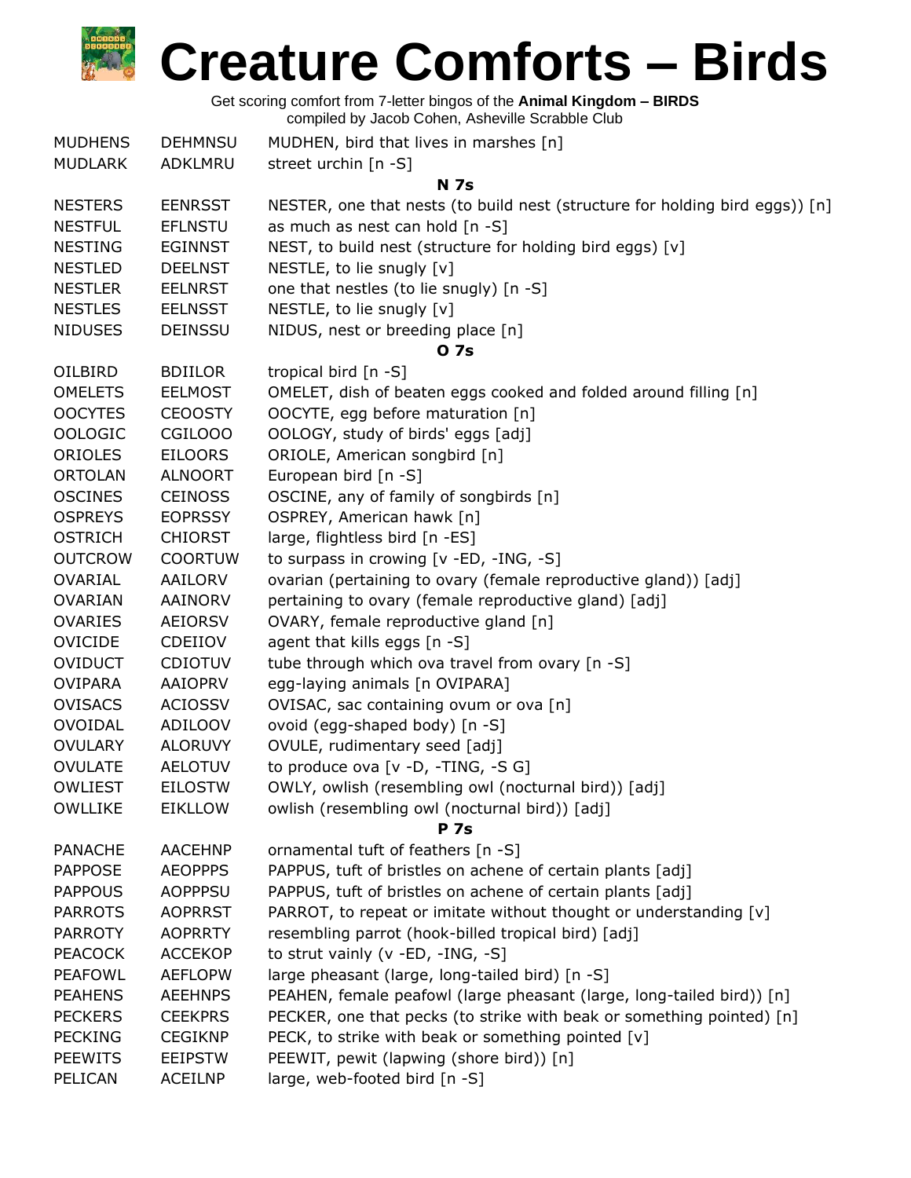# Creature Comforts – Birds

Get scoring comfort from 7-letter bingos of the **Animal Kingdom – BIRDS**
compiled by Jacob Cohen, Asheville Scrabble Club

| | | |
|---|---|---|
| MUDHENS | DEHMNSU | MUDHEN, bird that lives in marshes [n] |
| MUDLARK | ADKLMRU | street urchin [n -S] |
| | | **N 7s** |
| NESTERS | EENRSST | NESTER, one that nests (to build nest (structure for holding bird eggs)) [n] |
| NESTFUL | EFLNSTU | as much as nest can hold [n -S] |
| NESTING | EGINNST | NEST, to build nest (structure for holding bird eggs) [v] |
| NESTLED | DEELNST | NESTLE, to lie snugly [v] |
| NESTLER | EELNRST | one that nestles (to lie snugly) [n -S] |
| NESTLES | EELNSST | NESTLE, to lie snugly [v] |
| NIDUSES | DEINSSU | NIDUS, nest or breeding place [n] |
| | | **O 7s** |
| OILBIRD | BDIILOR | tropical bird [n -S] |
| OMELETS | EELMOST | OMELET, dish of beaten eggs cooked and folded around filling [n] |
| OOCYTES | CEOOSTY | OOCYTE, egg before maturation [n] |
| OOLOGIC | CGILOOO | OOLOGY, study of birds' eggs [adj] |
| ORIOLES | EILOORS | ORIOLE, American songbird [n] |
| ORTOLAN | ALNOORT | European bird [n -S] |
| OSCINES | CEINOSS | OSCINE, any of family of songbirds [n] |
| OSPREYS | EOPRSSY | OSPREY, American hawk [n] |
| OSTRICH | CHIORST | large, flightless bird [n -ES] |
| OUTCROW | COORTUW | to surpass in crowing [v -ED, -ING, -S] |
| OVARIAL | AAILORV | ovarian (pertaining to ovary (female reproductive gland)) [adj] |
| OVARIAN | AAINORV | pertaining to ovary (female reproductive gland) [adj] |
| OVARIES | AEIORSV | OVARY, female reproductive gland [n] |
| OVICIDE | CDEIIOV | agent that kills eggs [n -S] |
| OVIDUCT | CDIOTUV | tube through which ova travel from ovary [n -S] |
| OVIPARA | AAIOPRV | egg-laying animals [n OVIPARA] |
| OVISACS | ACIOSSV | OVISAC, sac containing ovum or ova [n] |
| OVOIDAL | ADILOOV | ovoid (egg-shaped body) [n -S] |
| OVULARY | ALORUVY | OVULE, rudimentary seed [adj] |
| OVULATE | AELOTUV | to produce ova [v -D, -TING, -S G] |
| OWLIEST | EILOSTW | OWLY, owlish (resembling owl (nocturnal bird)) [adj] |
| OWLLIKE | EIKLLOW | owlish (resembling owl (nocturnal bird)) [adj] |
| | | **P 7s** |
| PANACHE | AACEHNP | ornamental tuft of feathers [n -S] |
| PAPPOSE | AEOPPPS | PAPPUS, tuft of bristles on achene of certain plants [adj] |
| PAPPOUS | AOPPPSU | PAPPUS, tuft of bristles on achene of certain plants [adj] |
| PARROTS | AOPRRST | PARROT, to repeat or imitate without thought or understanding [v] |
| PARROTY | AOPRRTY | resembling parrot (hook-billed tropical bird) [adj] |
| PEACOCK | ACCEKOP | to strut vainly (v -ED, -ING, -S] |
| PEAFOWL | AEFLOPW | large pheasant (large, long-tailed bird) [n -S] |
| PEAHENS | AEEHNPS | PEAHEN, female peafowl (large pheasant (large, long-tailed bird)) [n] |
| PECKERS | CEEKPRS | PECKER, one that pecks (to strike with beak or something pointed) [n] |
| PECKING | CEGIKNP | PECK, to strike with beak or something pointed [v] |
| PEEWITS | EEIPSTW | PEEWIT, pewit (lapwing (shore bird)) [n] |
| PELICAN | ACEILNP | large, web-footed bird [n -S] |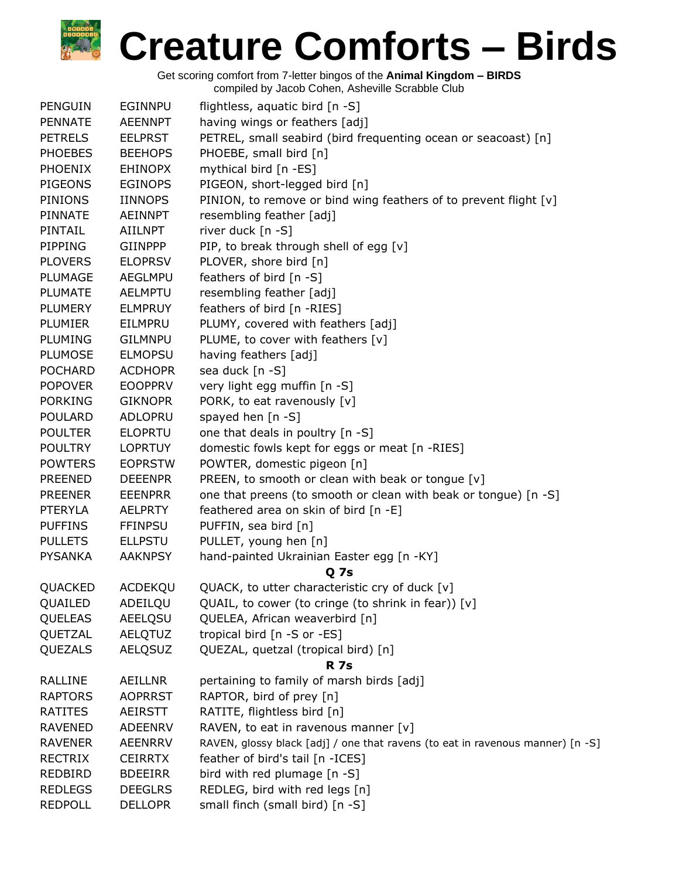# Creature Comforts – Birds

Get scoring comfort from 7-letter bingos of the **Animal Kingdom – BIRDS**
compiled by Jacob Cohen, Asheville Scrabble Club

| | | |
|---|---|---|
| PENGUIN | EGINNPU | flightless, aquatic bird [n -S] |
| PENNATE | AEENNPT | having wings or feathers [adj] |
| PETRELS | EELPRST | PETREL, small seabird (bird frequenting ocean or seacoast) [n] |
| PHOEBES | BEEHOPS | PHOEBE, small bird [n] |
| PHOENIX | EHINOPX | mythical bird [n -ES] |
| PIGEONS | EGINOPS | PIGEON, short-legged bird [n] |
| PINIONS | IINNOPS | PINION, to remove or bind wing feathers of to prevent flight [v] |
| PINNATE | AEINNPT | resembling feather [adj] |
| PINTAIL | AIILNPT | river duck [n -S] |
| PIPPING | GIINPPP | PIP, to break through shell of egg [v] |
| PLOVERS | ELOPRSV | PLOVER, shore bird [n] |
| PLUMAGE | AEGLMPU | feathers of bird [n -S] |
| PLUMATE | AELMPTU | resembling feather [adj] |
| PLUMERY | ELMPRUY | feathers of bird [n -RIES] |
| PLUMIER | EILMPRU | PLUMY, covered with feathers [adj] |
| PLUMING | GILMNPU | PLUME, to cover with feathers [v] |
| PLUMOSE | ELMOPSU | having feathers [adj] |
| POCHARD | ACDHOPR | sea duck [n -S] |
| POPOVER | EOOPPRV | very light egg muffin [n -S] |
| PORKING | GIKNOPR | PORK, to eat ravenously [v] |
| POULARD | ADLOPRU | spayed hen [n -S] |
| POULTER | ELOPRTU | one that deals in poultry [n -S] |
| POULTRY | LOPRTUY | domestic fowls kept for eggs or meat [n -RIES] |
| POWTERS | EOPRSTW | POWTER, domestic pigeon [n] |
| PREENED | DEEENPR | PREEN, to smooth or clean with beak or tongue [v] |
| PREENER | EEENPRR | one that preens (to smooth or clean with beak or tongue) [n -S] |
| PTERYLA | AELPRTY | feathered area on skin of bird [n -E] |
| PUFFINS | FFINPSU | PUFFIN, sea bird [n] |
| PULLETS | ELLPSTU | PULLET, young hen [n] |
| PYSANKA | AAKNPSY | hand-painted Ukrainian Easter egg [n -KY] |
| | | **Q 7s** |
| QUACKED | ACDEKQU | QUACK, to utter characteristic cry of duck [v] |
| QUAILED | ADEILQU | QUAIL, to cower (to cringe (to shrink in fear)) [v] |
| QUELEAS | AEELQSU | QUELEA, African weaverbird [n] |
| QUETZAL | AELQTUZ | tropical bird [n -S or -ES] |
| QUEZALS | AELQSUZ | QUEZAL, quetzal (tropical bird) [n] |
| | | **R 7s** |
| RALLINE | AEILLNR | pertaining to family of marsh birds [adj] |
| RAPTORS | AOPRRST | RAPTOR, bird of prey [n] |
| RATITES | AEIRSTT | RATITE, flightless bird [n] |
| RAVENED | ADEENRV | RAVEN, to eat in ravenous manner [v] |
| RAVENER | AEENRRV | RAVEN, glossy black [adj] / one that ravens (to eat in ravenous manner) [n -S] |
| RECTRIX | CEIRRTX | feather of bird's tail [n -ICES] |
| REDBIRD | BDEEIRR | bird with red plumage [n -S] |
| REDLEGS | DEEGLRS | REDLEG, bird with red legs [n] |
| REDPOLL | DELLOPR | small finch (small bird) [n -S] |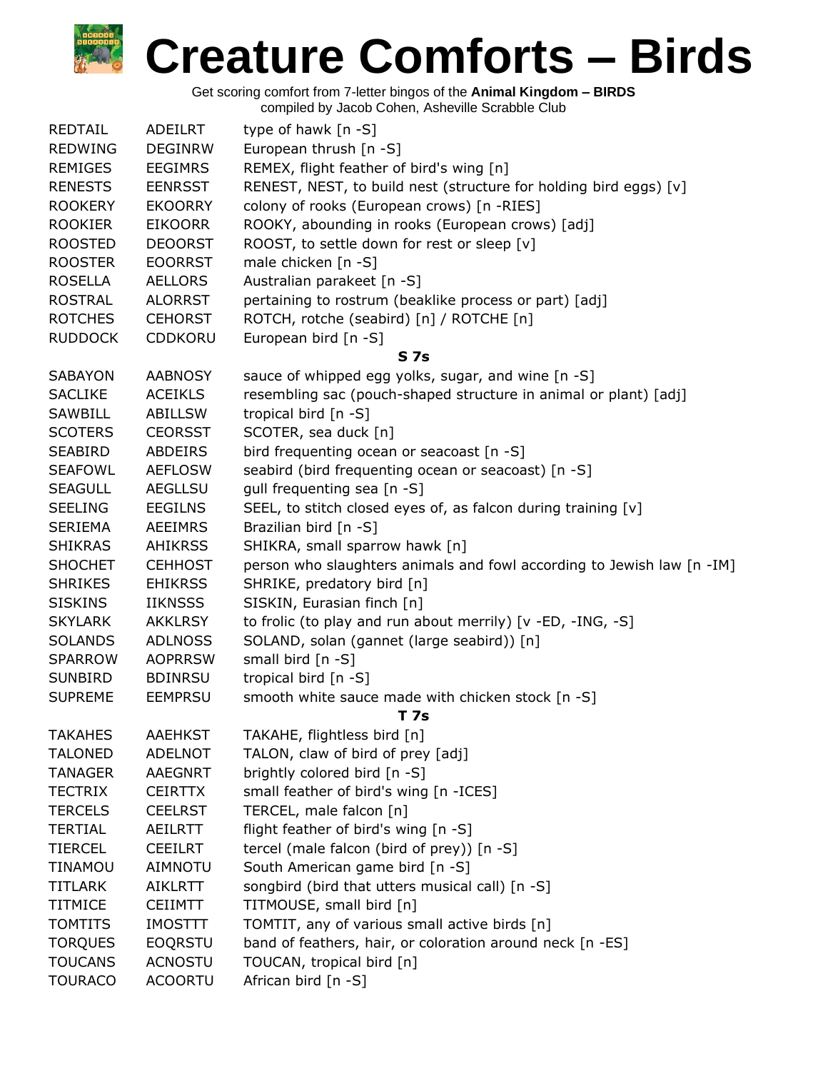# Creature Comforts – Birds

Get scoring comfort from 7-letter bingos of the **Animal Kingdom – BIRDS**
compiled by Jacob Cohen, Asheville Scrabble Club

| | | |
|---|---|---|
| REDTAIL | ADEILRT | type of hawk [n -S] |
| REDWING | DEGINRW | European thrush [n -S] |
| REMIGES | EEGIMRS | REMEX, flight feather of bird's wing [n] |
| RENESTS | EENRSST | RENEST, NEST, to build nest (structure for holding bird eggs) [v] |
| ROOKERY | EKOORRY | colony of rooks (European crows) [n -RIES] |
| ROOKIER | EIKOORR | ROOKY, abounding in rooks (European crows) [adj] |
| ROOSTED | DEOORST | ROOST, to settle down for rest or sleep [v] |
| ROOSTER | EOORRST | male chicken [n -S] |
| ROSELLA | AELLORS | Australian parakeet [n -S] |
| ROSTRAL | ALORRST | pertaining to rostrum (beaklike process or part) [adj] |
| ROTCHES | CEHORST | ROTCH, rotche (seabird) [n] / ROTCHE [n] |
| RUDDOCK | CDDKORU | European bird [n -S] |
| | **S 7s** | |
| SABAYON | AABNOSY | sauce of whipped egg yolks, sugar, and wine [n -S] |
| SACLIKE | ACEIKLS | resembling sac (pouch-shaped structure in animal or plant) [adj] |
| SAWBILL | ABILLSW | tropical bird [n -S] |
| SCOTERS | CEORSST | SCOTER, sea duck [n] |
| SEABIRD | ABDEIRS | bird frequenting ocean or seacoast [n -S] |
| SEAFOWL | AEFLOSW | seabird (bird frequenting ocean or seacoast) [n -S] |
| SEAGULL | AEGLLSU | gull frequenting sea [n -S] |
| SEELING | EEGILNS | SEEL, to stitch closed eyes of, as falcon during training [v] |
| SERIEMA | AEEIMRS | Brazilian bird [n -S] |
| SHIKRAS | AHIKRSS | SHIKRA, small sparrow hawk [n] |
| SHOCHET | CEHHOST | person who slaughters animals and fowl according to Jewish law [n -IM] |
| SHRIKES | EHIKRSS | SHRIKE, predatory bird [n] |
| SISKINS | IIKNSSS | SISKIN, Eurasian finch [n] |
| SKYLARK | AKKLRSY | to frolic (to play and run about merrily) [v -ED, -ING, -S] |
| SOLANDS | ADLNOSS | SOLAND, solan (gannet (large seabird)) [n] |
| SPARROW | AOPRRSW | small bird [n -S] |
| SUNBIRD | BDINRSU | tropical bird [n -S] |
| SUPREME | EEMPRSU | smooth white sauce made with chicken stock [n -S] |
| | **T 7s** | |
| TAKAHES | AAEHKST | TAKAHE, flightless bird [n] |
| TALONED | ADELNOT | TALON, claw of bird of prey [adj] |
| TANAGER | AAEGNRT | brightly colored bird [n -S] |
| TECTRIX | CEIRTTX | small feather of bird's wing [n -ICES] |
| TERCELS | CEELRST | TERCEL, male falcon [n] |
| TERTIAL | AEILRTT | flight feather of bird's wing [n -S] |
| TIERCEL | CEEILRT | tercel (male falcon (bird of prey)) [n -S] |
| TINAMOU | AIMNOTU | South American game bird [n -S] |
| TITLARK | AIKLRTT | songbird (bird that utters musical call) [n -S] |
| TITMICE | CEIIMTT | TITMOUSE, small bird [n] |
| TOMTITS | IMOSTTT | TOMTIT, any of various small active birds [n] |
| TORQUES | EOQRSTU | band of feathers, hair, or coloration around neck [n -ES] |
| TOUCANS | ACNOSTU | TOUCAN, tropical bird [n] |
| TOURACO | ACOORTU | African bird [n -S] |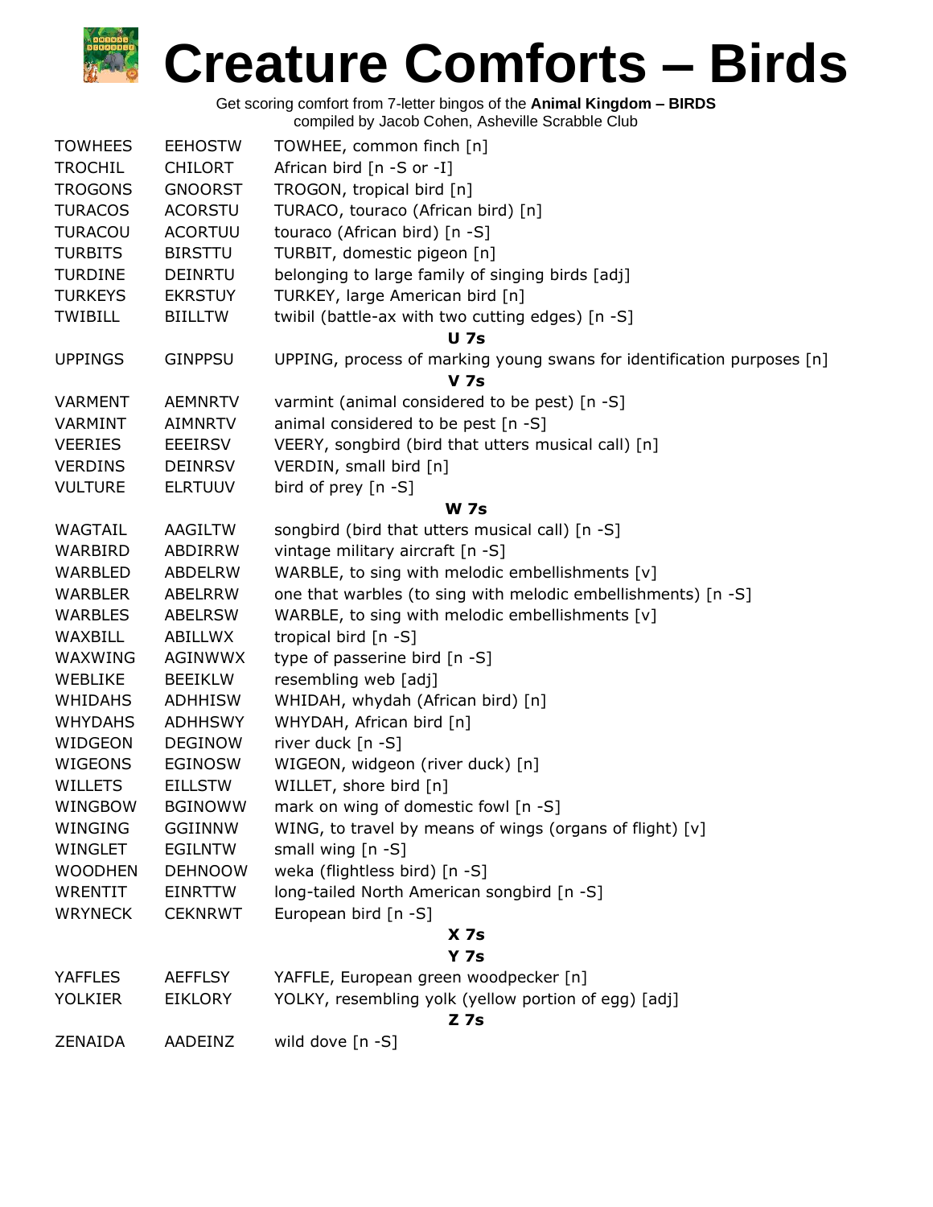# Creature Comforts – Birds

Get scoring comfort from 7-letter bingos of the **Animal Kingdom – BIRDS**
compiled by Jacob Cohen, Asheville Scrabble Club

| | | |
|---|---|---|
| TOWHEES | EEHOSTW | TOWHEE, common finch [n] |
| TROCHIL | CHILORT | African bird [n -S or -I] |
| TROGONS | GNOORST | TROGON, tropical bird [n] |
| TURACOS | ACORSTU | TURACO, touraco (African bird) [n] |
| TURACOU | ACORTUU | touraco (African bird) [n -S] |
| TURBITS | BIRSTTU | TURBIT, domestic pigeon [n] |
| TURDINE | DEINRTU | belonging to large family of singing birds [adj] |
| TURKEYS | EKRSTUY | TURKEY, large American bird [n] |
| TWIBILL | BIILLTW | twibil (battle-ax with two cutting edges) [n -S] |
| | | **U 7s** |
| UPPINGS | GINPPSU | UPPING, process of marking young swans for identification purposes [n] |
| | | **V 7s** |
| VARMENT | AEMNRTV | varmint (animal considered to be pest) [n -S] |
| VARMINT | AIMNRTV | animal considered to be pest [n -S] |
| VEERIES | EEEIRSV | VEERY, songbird (bird that utters musical call) [n] |
| VERDINS | DEINRSV | VERDIN, small bird [n] |
| VULTURE | ELRTUUV | bird of prey [n -S] |
| | | **W 7s** |
| WAGTAIL | AAGILTW | songbird (bird that utters musical call) [n -S] |
| WARBIRD | ABDIRRW | vintage military aircraft [n -S] |
| WARBLED | ABDELRW | WARBLE, to sing with melodic embellishments [v] |
| WARBLER | ABELRRW | one that warbles (to sing with melodic embellishments) [n -S] |
| WARBLES | ABELRSW | WARBLE, to sing with melodic embellishments [v] |
| WAXBILL | ABILLWX | tropical bird [n -S] |
| WAXWING | AGINWWX | type of passerine bird [n -S] |
| WEBLIKE | BEEIKLW | resembling web [adj] |
| WHIDAHS | ADHHISW | WHIDAH, whydah (African bird) [n] |
| WHYDAHS | ADHHSWY | WHYDAH, African bird [n] |
| WIDGEON | DEGINOW | river duck [n -S] |
| WIGEONS | EGINOSW | WIGEON, widgeon (river duck) [n] |
| WILLETS | EILLSTW | WILLET, shore bird [n] |
| WINGBOW | BGINOWW | mark on wing of domestic fowl [n -S] |
| WINGING | GGIINNW | WING, to travel by means of wings (organs of flight) [v] |
| WINGLET | EGILNTW | small wing [n -S] |
| WOODHEN | DEHNOOW | weka (flightless bird) [n -S] |
| WRENTIT | EINRTTW | long-tailed North American songbird [n -S] |
| WRYNECK | CEKNRWT | European bird [n -S] |
| | | **X 7s** |
| | | **Y 7s** |
| YAFFLES | AEFFLSY | YAFFLE, European green woodpecker [n] |
| YOLKIER | EIKLORY | YOLKY, resembling yolk (yellow portion of egg) [adj] |
| | | **Z 7s** |
| ZENAIDA | AADEINZ | wild dove [n -S] |